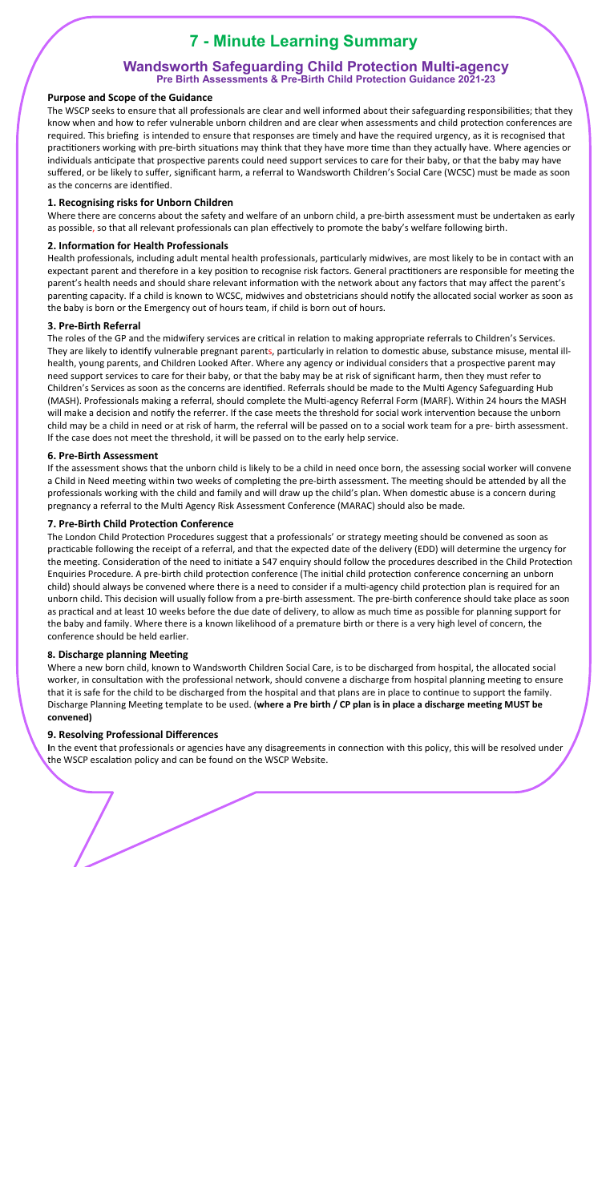# 7 - Minute Learning Summary

## Wandsworth Safeguarding Child Protection Multi-agency

**Pre Birth Assessments & Pre-Birth Child Protection Guidance 2021-23**

### Purpose and Scope of the Guidance

The WSCP seeks to ensure that all professionals are clear and well informed about their safeguarding responsibilities; that they know when and how to refer vulnerable unborn children and are clear when assessments and child protection conferences are required. This briefing is intended to ensure that responses are timely and have the required urgency, as it is recognised that practitioners working with pre-birth situations may think that they have more time than they actually have. Where agencies or individuals anticipate that prospective parents could need support services to care for their baby, or that the baby may have suffered, or be likely to suffer, significant harm, a referral to Wandsworth Children's Social Care (WCSC) must be made as soon as the concerns are identified.

### 1. Recognising risks for Unborn Children

Where there are concerns about the safety and welfare of an unborn child, a pre-birth assessment must be undertaken as early as possible, so that all relevant professionals can plan effectively to promote the baby's welfare following birth.

### 2. Information for Health Professionals

Health professionals, including adult mental health professionals, particularly midwives, are most likely to be in contact with an expectant parent and therefore in a key position to recognise risk factors. General practitioners are responsible for meeting the parent's health needs and should share relevant information with the network about any factors that may affect the parent's parenting capacity. If a child is known to WCSC, midwives and obstetricians should notify the allocated social worker as soon as the baby is born or the Emergency out of hours team, if child is born out of hours.

### 3. Pre-Birth Referral

The roles of the GP and the midwifery services are critical in relation to making appropriate referrals to Children's Services. They are likely to identify vulnerable pregnant parents, particularly in relation to domestic abuse, substance misuse, mental ill-health, young parents, and Children Looked After. Where any agency or individual considers that a prospective parent may need support services to care for their baby, or that the baby may be at risk of significant harm, then they must refer to Children's Services as soon as the concerns are identified. Referrals should be made to the Multi Agency Safeguarding Hub (MASH). Professionals making a referral, should complete the Multi-agency Referral Form (MARF). Within 24 hours the MASH will make a decision and notify the referrer. If the case meets the threshold for social work intervention because the unborn child may be a child in need or at risk of harm, the referral will be passed on to a social work team for a pre- birth assessment. If the case does not meet the threshold, it will be passed on to the early help service.

### 6. Pre-Birth Assessment

If the assessment shows that the unborn child is likely to be a child in need once born, the assessing social worker will convene a Child in Need meeting within two weeks of completing the pre-birth assessment. The meeting should be attended by all the professionals working with the child and family and will draw up the child's plan. When domestic abuse is a concern during pregnancy a referral to the Multi Agency Risk Assessment Conference (MARAC) should also be made.

### 7. Pre-Birth Child Protection Conference

The London Child Protection Procedures suggest that a professionals' or strategy meeting should be convened as soon as practicable following the receipt of a referral, and that the expected date of the delivery (EDD) will determine the urgency for the meeting. Consideration of the need to initiate a S47 enquiry should follow the procedures described in the Child Protection Enquiries Procedure. A pre-birth child protection conference (The initial child protection conference concerning an unborn child) should always be convened where there is a need to consider if a multi-agency child protection plan is required for an unborn child. This decision will usually follow from a pre-birth assessment. The pre-birth conference should take place as soon as practical and at least 10 weeks before the due date of delivery, to allow as much time as possible for planning support for the baby and family. Where there is a known likelihood of a premature birth or there is a very high level of concern, the conference should be held earlier.

### 8. Discharge planning Meeting

Where a new born child, known to Wandsworth Children Social Care, is to be discharged from hospital, the allocated social worker, in consultation with the professional network, should convene a discharge from hospital planning meeting to ensure that it is safe for the child to be discharged from the hospital and that plans are in place to continue to support the family. Discharge Planning Meeting template to be used. (**where a Pre birth / CP plan is in place a discharge meeting MUST be convened)**

### 9. Resolving Professional Differences

In the event that professionals or agencies have any disagreements in connection with this policy, this will be resolved under the WSCP escalation policy and can be found on the WSCP Website.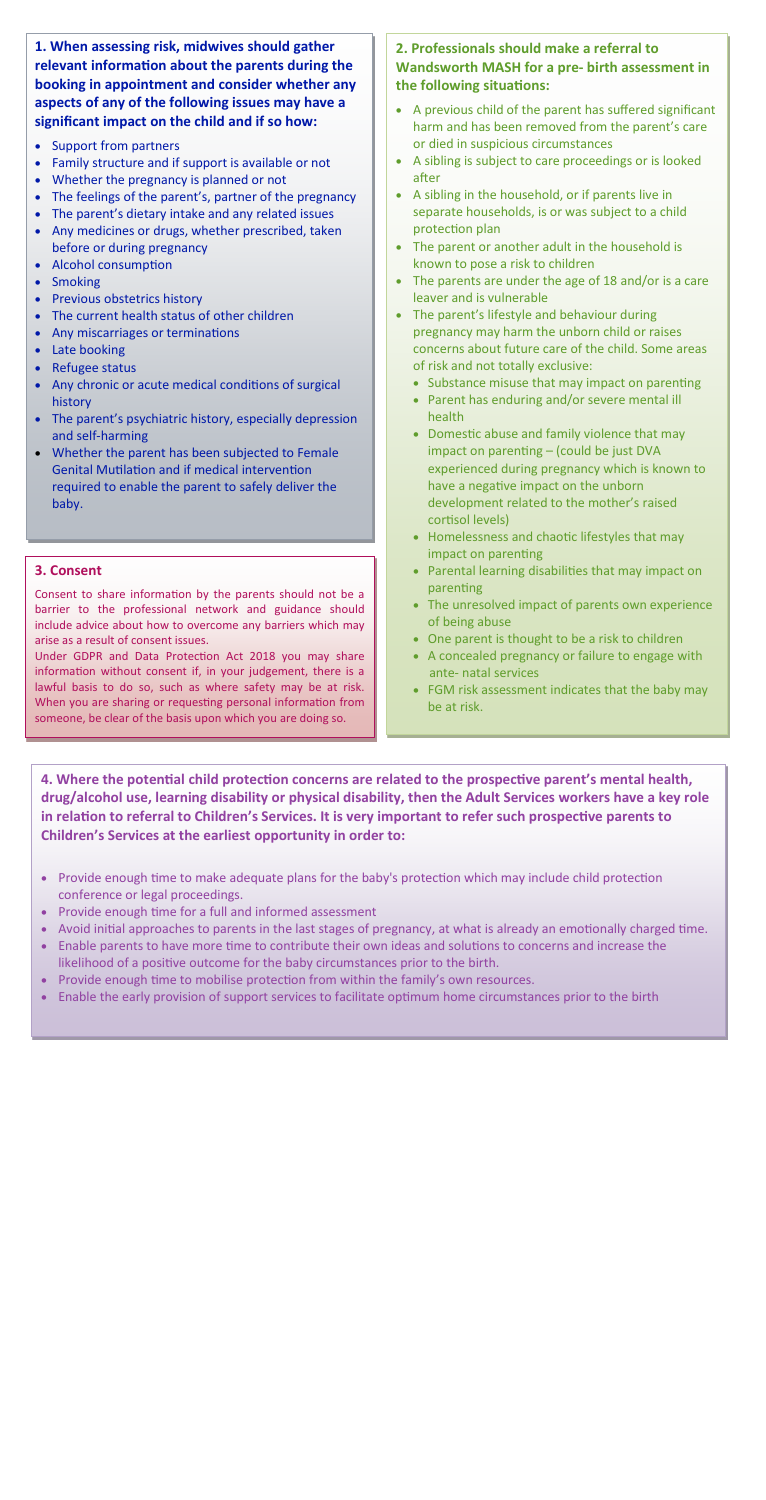**1. When assessing risk, midwives should gather relevant information about the parents during the booking in appointment and consider whether any aspects of any of the following issues may have a significant impact on the child and if so how:**

- Support from partners
- Family structure and if support is available or not
- Whether the pregnancy is planned or not
- The feelings of the parent's, partner of the pregnancy
- The parent's dietary intake and any related issues
- Any medicines or drugs, whether prescribed, taken before or during pregnancy
- Alcohol consumption
- Smoking
- Previous obstetrics history
- The current health status of other children
- Any miscarriages or terminations
- Late booking
- Refugee status
- Any chronic or acute medical conditions of surgical history
- The parent's psychiatric history, especially depression and self-harming
- Whether the parent has been subjected to Female Genital Mutilation and if medical intervention required to enable the parent to safely deliver the baby.

**3. Consent**

Consent to share information by the parents should not be a barrier to the professional network and guidance should include advice about how to overcome any barriers which may arise as a result of consent issues.

Under GDPR and Data Protection Act 2018 you may share information without consent if, in your judgement, there is a lawful basis to do so, such as where safety may be at risk. When you are sharing or requesting personal information from someone, be clear of the basis upon which you are doing so.

**2. Professionals should make a referral to Wandsworth MASH for a pre- birth assessment in the following situations:**

- A previous child of the parent has suffered significant harm and has been removed from the parent's care or died in suspicious circumstances
- A sibling is subject to care proceedings or is looked after
- A sibling in the household, or if parents live in separate households, is or was subject to a child protection plan
- The parent or another adult in the household is known to pose a risk to children
- The parents are under the age of 18 and/or is a care leaver and is vulnerable
- The parent's lifestyle and behaviour during pregnancy may harm the unborn child or raises concerns about future care of the child. Some areas of risk and not totally exclusive:
  - Substance misuse that may impact on parenting
  - Parent has enduring and/or severe mental ill health
  - Domestic abuse and family violence that may impact on parenting – (could be just DVA experienced during pregnancy which is known to have a negative impact on the unborn development related to the mother's raised cortisol levels)
  - Homelessness and chaotic lifestyles that may impact on parenting
  - Parental learning disabilities that may impact on parenting
  - The unresolved impact of parents own experience of being abuse
  - One parent is thought to be a risk to children
  - A concealed pregnancy or failure to engage with ante- natal services
  - FGM risk assessment indicates that the baby may be at risk.

**4. Where the potential child protection concerns are related to the prospective parent's mental health, drug/alcohol use, learning disability or physical disability, then the Adult Services workers have a key role in relation to referral to Children's Services. It is very important to refer such prospective parents to Children's Services at the earliest opportunity in order to:**

- Provide enough time to make adequate plans for the baby's protection which may include child protection conference or legal proceedings.
- Provide enough time for a full and informed assessment
- Avoid initial approaches to parents in the last stages of pregnancy, at what is already an emotionally charged time.
- Enable parents to have more time to contribute their own ideas and solutions to concerns and increase the likelihood of a positive outcome for the baby circumstances prior to the birth.
- Provide enough time to mobilise protection from within the family's own resources.
- Enable the early provision of support services to facilitate optimum home circumstances prior to the birth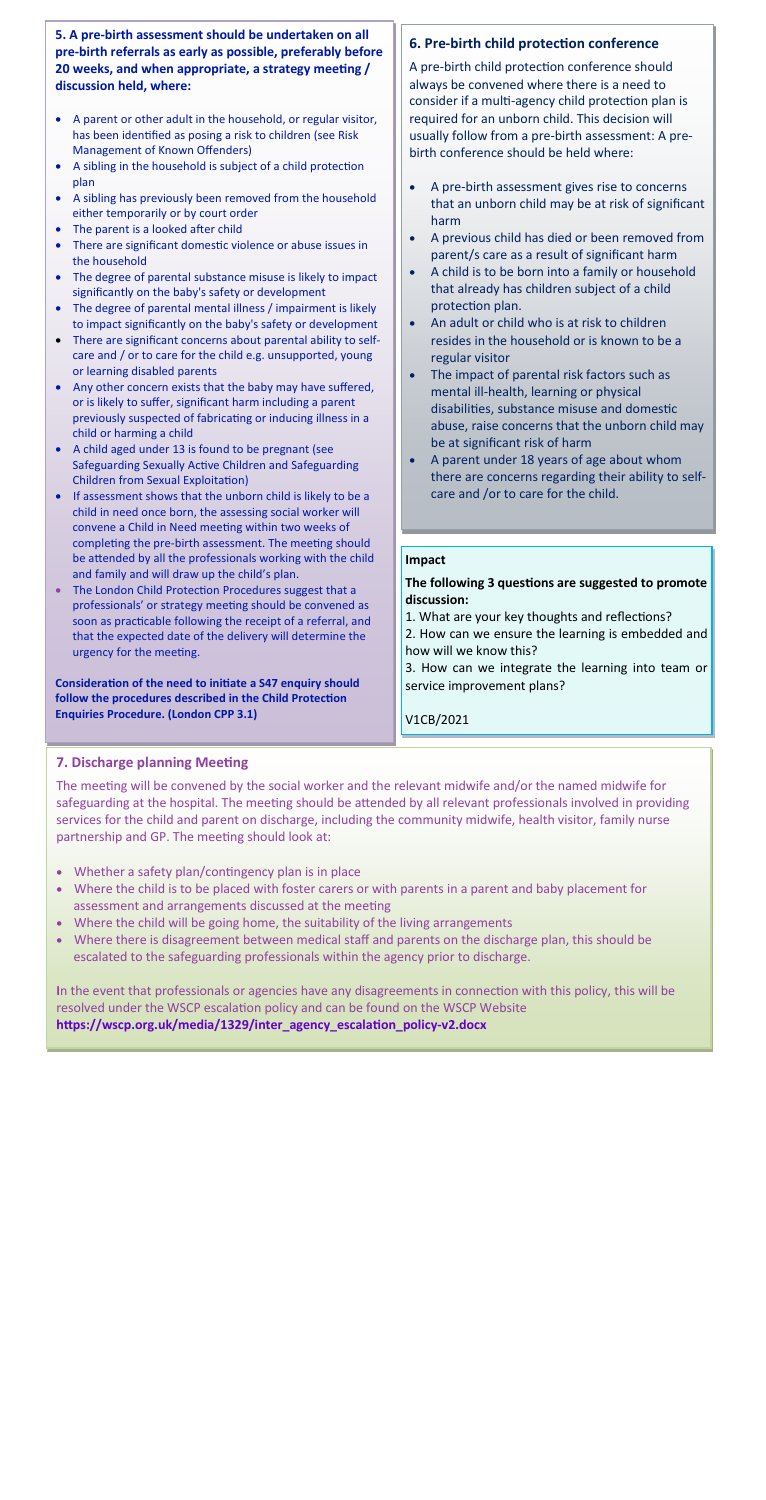## 5. A pre-birth assessment should be undertaken on all pre-birth referrals as early as possible, preferably before 20 weeks, and when appropriate, a strategy meeting / discussion held, where:

- A parent or other adult in the household, or regular visitor, has been identified as posing a risk to children (see Risk Management of Known Offenders)
- A sibling in the household is subject of a child protection plan
- A sibling has previously been removed from the household either temporarily or by court order
- The parent is a looked after child
- There are significant domestic violence or abuse issues in the household
- The degree of parental substance misuse is likely to impact significantly on the baby's safety or development
- The degree of parental mental illness / impairment is likely to impact significantly on the baby's safety or development
- There are significant concerns about parental ability to self-care and / or to care for the child e.g. unsupported, young or learning disabled parents
- Any other concern exists that the baby may have suffered, or is likely to suffer, significant harm including a parent previously suspected of fabricating or inducing illness in a child or harming a child
- A child aged under 13 is found to be pregnant (see Safeguarding Sexually Active Children and Safeguarding Children from Sexual Exploitation)
- If assessment shows that the unborn child is likely to be a child in need once born, the assessing social worker will convene a Child in Need meeting within two weeks of completing the pre-birth assessment. The meeting should be attended by all the professionals working with the child and family and will draw up the child's plan.
- The London Child Protection Procedures suggest that a professionals' or strategy meeting should be convened as soon as practicable following the receipt of a referral, and that the expected date of the delivery will determine the urgency for the meeting.

**Consideration of the need to initiate a S47 enquiry should follow the procedures described in the Child Protection Enquiries Procedure. (London CPP 3.1)**

## 6. Pre-birth child protection conference

A pre-birth child protection conference should always be convened where there is a need to consider if a multi-agency child protection plan is required for an unborn child. This decision will usually follow from a pre-birth assessment: A pre-birth conference should be held where:

- A pre-birth assessment gives rise to concerns that an unborn child may be at risk of significant harm
- A previous child has died or been removed from parent/s care as a result of significant harm
- A child is to be born into a family or household that already has children subject of a child protection plan.
- An adult or child who is at risk to children resides in the household or is known to be a regular visitor
- The impact of parental risk factors such as mental ill-health, learning or physical disabilities, substance misuse and domestic abuse, raise concerns that the unborn child may be at significant risk of harm
- A parent under 18 years of age about whom there are concerns regarding their ability to self-care and /or to care for the child.

### Impact

**The following 3 questions are suggested to promote discussion:**

1. What are your key thoughts and reflections?
2. How can we ensure the learning is embedded and how will we know this?
3. How can we integrate the learning into team or service improvement plans?

V1CB/2021

## 7. Discharge planning Meeting

The meeting will be convened by the social worker and the relevant midwife and/or the named midwife for safeguarding at the hospital. The meeting should be attended by all relevant professionals involved in providing services for the child and parent on discharge, including the community midwife, health visitor, family nurse partnership and GP. The meeting should look at:

- Whether a safety plan/contingency plan is in place
- Where the child is to be placed with foster carers or with parents in a parent and baby placement for assessment and arrangements discussed at the meeting
- Where the child will be going home, the suitability of the living arrangements
- Where there is disagreement between medical staff and parents on the discharge plan, this should be escalated to the safeguarding professionals within the agency prior to discharge.

In the event that professionals or agencies have any disagreements in connection with this policy, this will be resolved under the WSCP escalation policy and can be found on the WSCP Website
**https://wscp.org.uk/media/1329/inter_agency_escalation_policy-v2.docx**